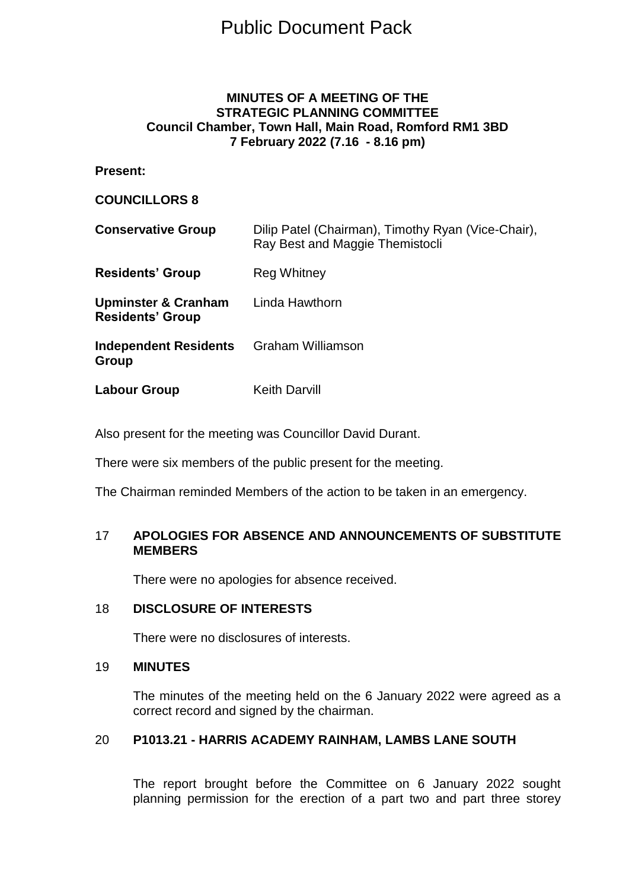# Public Document Pack

**MINUTES OF A MEETING OF THE**
**STRATEGIC PLANNING COMMITTEE**
**Council Chamber, Town Hall, Main Road, Romford RM1 3BD**
**7 February 2022 (7.16 - 8.16 pm)**

**Present:**

**COUNCILLORS 8**

| | |
|---|---|
| **Conservative Group** | Dilip Patel (Chairman), Timothy Ryan (Vice-Chair), Ray Best and Maggie Themistocli |
| **Residents' Group** | Reg Whitney |
| **Upminster & Cranham Residents' Group** | Linda Hawthorn |
| **Independent Residents Group** | Graham Williamson |
| **Labour Group** | Keith Darvill |

Also present for the meeting was Councillor David Durant.

There were six members of the public present for the meeting.

The Chairman reminded Members of the action to be taken in an emergency.

## 17 APOLOGIES FOR ABSENCE AND ANNOUNCEMENTS OF SUBSTITUTE MEMBERS

There were no apologies for absence received.

## 18 DISCLOSURE OF INTERESTS

There were no disclosures of interests.

## 19 MINUTES

The minutes of the meeting held on the 6 January 2022 were agreed as a correct record and signed by the chairman.

## 20 P1013.21 - HARRIS ACADEMY RAINHAM, LAMBS LANE SOUTH

The report brought before the Committee on 6 January 2022 sought planning permission for the erection of a part two and part three storey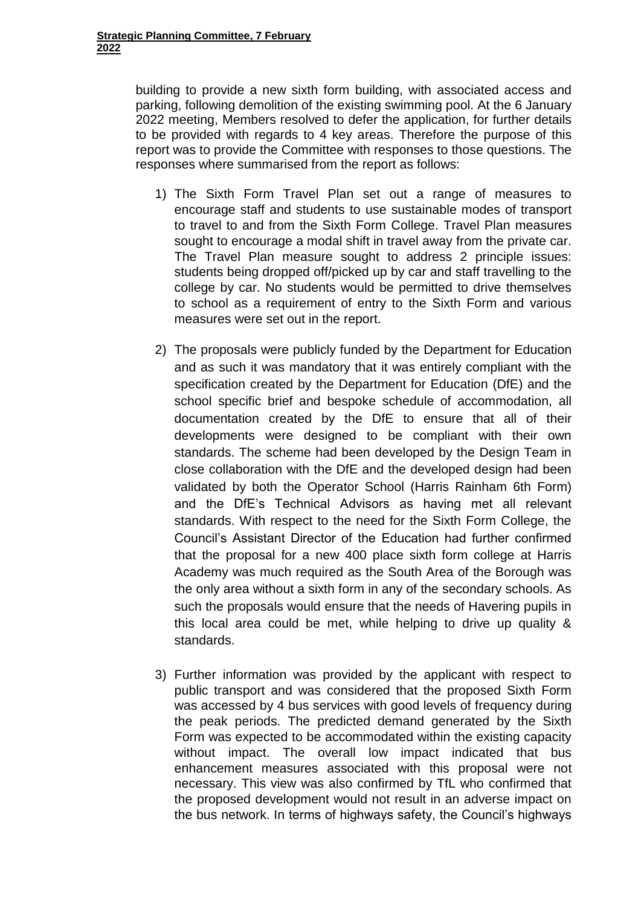building to provide a new sixth form building, with associated access and parking, following demolition of the existing swimming pool. At the 6 January 2022 meeting, Members resolved to defer the application, for further details to be provided with regards to 4 key areas. Therefore the purpose of this report was to provide the Committee with responses to those questions. The responses where summarised from the report as follows:

1) The Sixth Form Travel Plan set out a range of measures to encourage staff and students to use sustainable modes of transport to travel to and from the Sixth Form College. Travel Plan measures sought to encourage a modal shift in travel away from the private car. The Travel Plan measure sought to address 2 principle issues: students being dropped off/picked up by car and staff travelling to the college by car. No students would be permitted to drive themselves to school as a requirement of entry to the Sixth Form and various measures were set out in the report.

2) The proposals were publicly funded by the Department for Education and as such it was mandatory that it was entirely compliant with the specification created by the Department for Education (DfE) and the school specific brief and bespoke schedule of accommodation, all documentation created by the DfE to ensure that all of their developments were designed to be compliant with their own standards. The scheme had been developed by the Design Team in close collaboration with the DfE and the developed design had been validated by both the Operator School (Harris Rainham 6th Form) and the DfE's Technical Advisors as having met all relevant standards. With respect to the need for the Sixth Form College, the Council's Assistant Director of the Education had further confirmed that the proposal for a new 400 place sixth form college at Harris Academy was much required as the South Area of the Borough was the only area without a sixth form in any of the secondary schools. As such the proposals would ensure that the needs of Havering pupils in this local area could be met, while helping to drive up quality & standards.

3) Further information was provided by the applicant with respect to public transport and was considered that the proposed Sixth Form was accessed by 4 bus services with good levels of frequency during the peak periods. The predicted demand generated by the Sixth Form was expected to be accommodated within the existing capacity without impact. The overall low impact indicated that bus enhancement measures associated with this proposal were not necessary. This view was also confirmed by TfL who confirmed that the proposed development would not result in an adverse impact on the bus network. In terms of highways safety, the Council's highways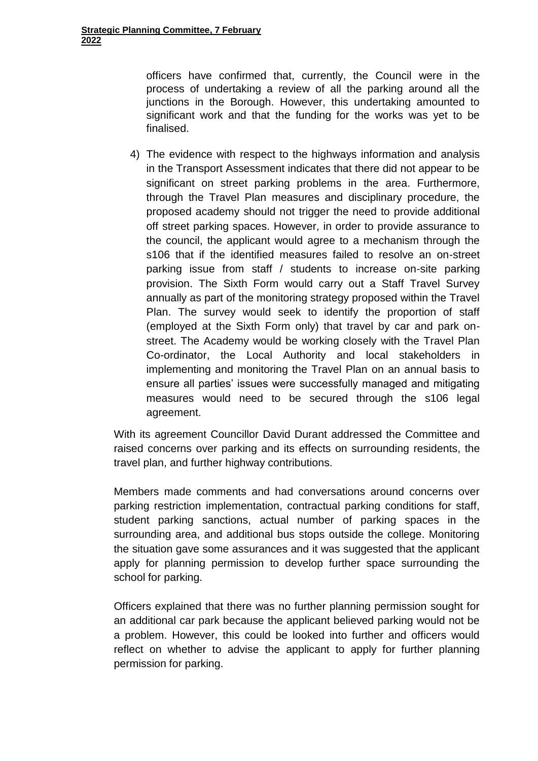officers have confirmed that, currently, the Council were in the process of undertaking a review of all the parking around all the junctions in the Borough. However, this undertaking amounted to significant work and that the funding for the works was yet to be finalised.

4) The evidence with respect to the highways information and analysis in the Transport Assessment indicates that there did not appear to be significant on street parking problems in the area. Furthermore, through the Travel Plan measures and disciplinary procedure, the proposed academy should not trigger the need to provide additional off street parking spaces. However, in order to provide assurance to the council, the applicant would agree to a mechanism through the s106 that if the identified measures failed to resolve an on-street parking issue from staff / students to increase on-site parking provision. The Sixth Form would carry out a Staff Travel Survey annually as part of the monitoring strategy proposed within the Travel Plan. The survey would seek to identify the proportion of staff (employed at the Sixth Form only) that travel by car and park on-street. The Academy would be working closely with the Travel Plan Co-ordinator, the Local Authority and local stakeholders in implementing and monitoring the Travel Plan on an annual basis to ensure all parties' issues were successfully managed and mitigating measures would need to be secured through the s106 legal agreement.

With its agreement Councillor David Durant addressed the Committee and raised concerns over parking and its effects on surrounding residents, the travel plan, and further highway contributions.

Members made comments and had conversations around concerns over parking restriction implementation, contractual parking conditions for staff, student parking sanctions, actual number of parking spaces in the surrounding area, and additional bus stops outside the college. Monitoring the situation gave some assurances and it was suggested that the applicant apply for planning permission to develop further space surrounding the school for parking.

Officers explained that there was no further planning permission sought for an additional car park because the applicant believed parking would not be a problem. However, this could be looked into further and officers would reflect on whether to advise the applicant to apply for further planning permission for parking.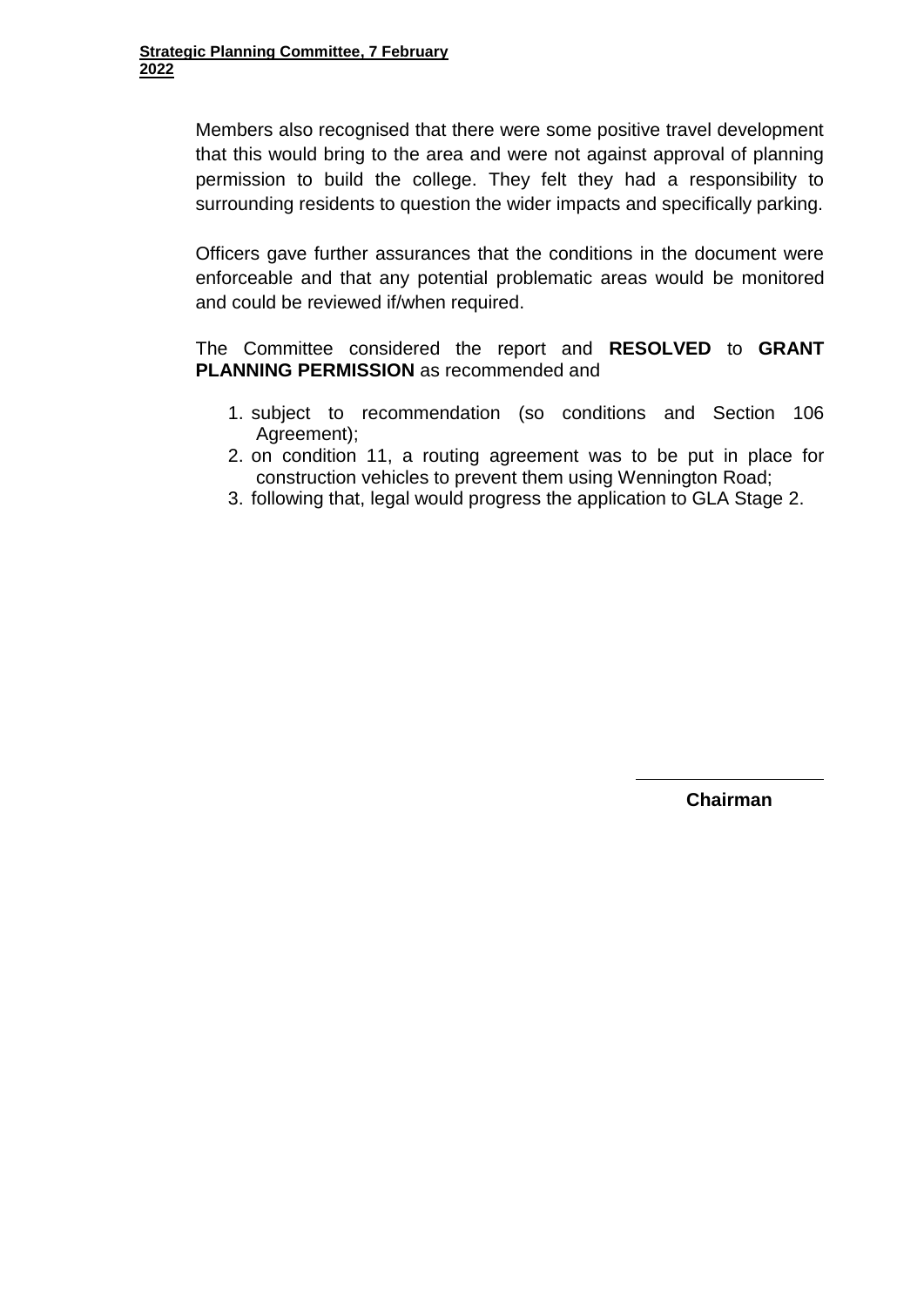Members also recognised that there were some positive travel development that this would bring to the area and were not against approval of planning permission to build the college. They felt they had a responsibility to surrounding residents to question the wider impacts and specifically parking.

Officers gave further assurances that the conditions in the document were enforceable and that any potential problematic areas would be monitored and could be reviewed if/when required.

The Committee considered the report and **RESOLVED** to **GRANT PLANNING PERMISSION** as recommended and

1. subject to recommendation (so conditions and Section 106 Agreement);
2. on condition 11, a routing agreement was to be put in place for construction vehicles to prevent them using Wennington Road;
3. following that, legal would progress the application to GLA Stage 2.

**Chairman**